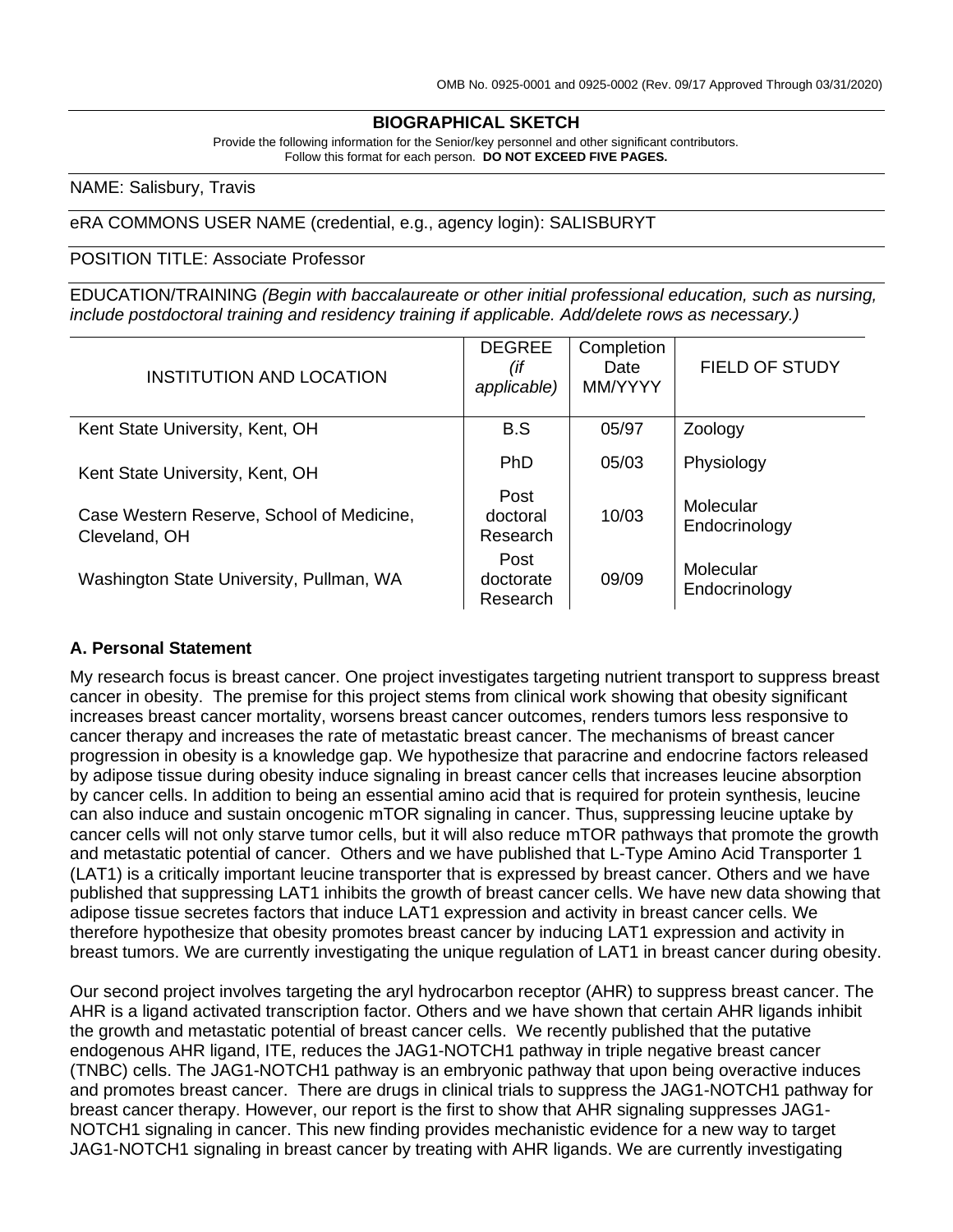OMB No. 0925-0001 and 0925-0002 (Rev. 09/17 Approved Through 03/31/2020)

# BIOGRAPHICAL SKETCH

Provide the following information for the Senior/key personnel and other significant contributors.
Follow this format for each person. **DO NOT EXCEED FIVE PAGES.**

NAME: Salisbury, Travis

eRA COMMONS USER NAME (credential, e.g., agency login): SALISBURYT

POSITION TITLE: Associate Professor

EDUCATION/TRAINING *(Begin with baccalaureate or other initial professional education, such as nursing, include postdoctoral training and residency training if applicable. Add/delete rows as necessary.)*

| INSTITUTION AND LOCATION | DEGREE *(if applicable)* | Completion Date MM/YYYY | FIELD OF STUDY |
|---|---|---|---|
| Kent State University, Kent, OH | B.S | 05/97 | Zoology |
| Kent State University, Kent, OH | PhD | 05/03 | Physiology |
| Case Western Reserve, School of Medicine, Cleveland, OH | Post doctoral Research | 10/03 | Molecular Endocrinology |
| Washington State University, Pullman, WA | Post doctorate Research | 09/09 | Molecular Endocrinology |

## A. Personal Statement

My research focus is breast cancer. One project investigates targeting nutrient transport to suppress breast cancer in obesity. The premise for this project stems from clinical work showing that obesity significant increases breast cancer mortality, worsens breast cancer outcomes, renders tumors less responsive to cancer therapy and increases the rate of metastatic breast cancer. The mechanisms of breast cancer progression in obesity is a knowledge gap. We hypothesize that paracrine and endocrine factors released by adipose tissue during obesity induce signaling in breast cancer cells that increases leucine absorption by cancer cells. In addition to being an essential amino acid that is required for protein synthesis, leucine can also induce and sustain oncogenic mTOR signaling in cancer. Thus, suppressing leucine uptake by cancer cells will not only starve tumor cells, but it will also reduce mTOR pathways that promote the growth and metastatic potential of cancer. Others and we have published that L-Type Amino Acid Transporter 1 (LAT1) is a critically important leucine transporter that is expressed by breast cancer. Others and we have published that suppressing LAT1 inhibits the growth of breast cancer cells. We have new data showing that adipose tissue secretes factors that induce LAT1 expression and activity in breast cancer cells. We therefore hypothesize that obesity promotes breast cancer by inducing LAT1 expression and activity in breast tumors. We are currently investigating the unique regulation of LAT1 in breast cancer during obesity.

Our second project involves targeting the aryl hydrocarbon receptor (AHR) to suppress breast cancer. The AHR is a ligand activated transcription factor. Others and we have shown that certain AHR ligands inhibit the growth and metastatic potential of breast cancer cells. We recently published that the putative endogenous AHR ligand, ITE, reduces the JAG1-NOTCH1 pathway in triple negative breast cancer (TNBC) cells. The JAG1-NOTCH1 pathway is an embryonic pathway that upon being overactive induces and promotes breast cancer. There are drugs in clinical trials to suppress the JAG1-NOTCH1 pathway for breast cancer therapy. However, our report is the first to show that AHR signaling suppresses JAG1-NOTCH1 signaling in cancer. This new finding provides mechanistic evidence for a new way to target JAG1-NOTCH1 signaling in breast cancer by treating with AHR ligands. We are currently investigating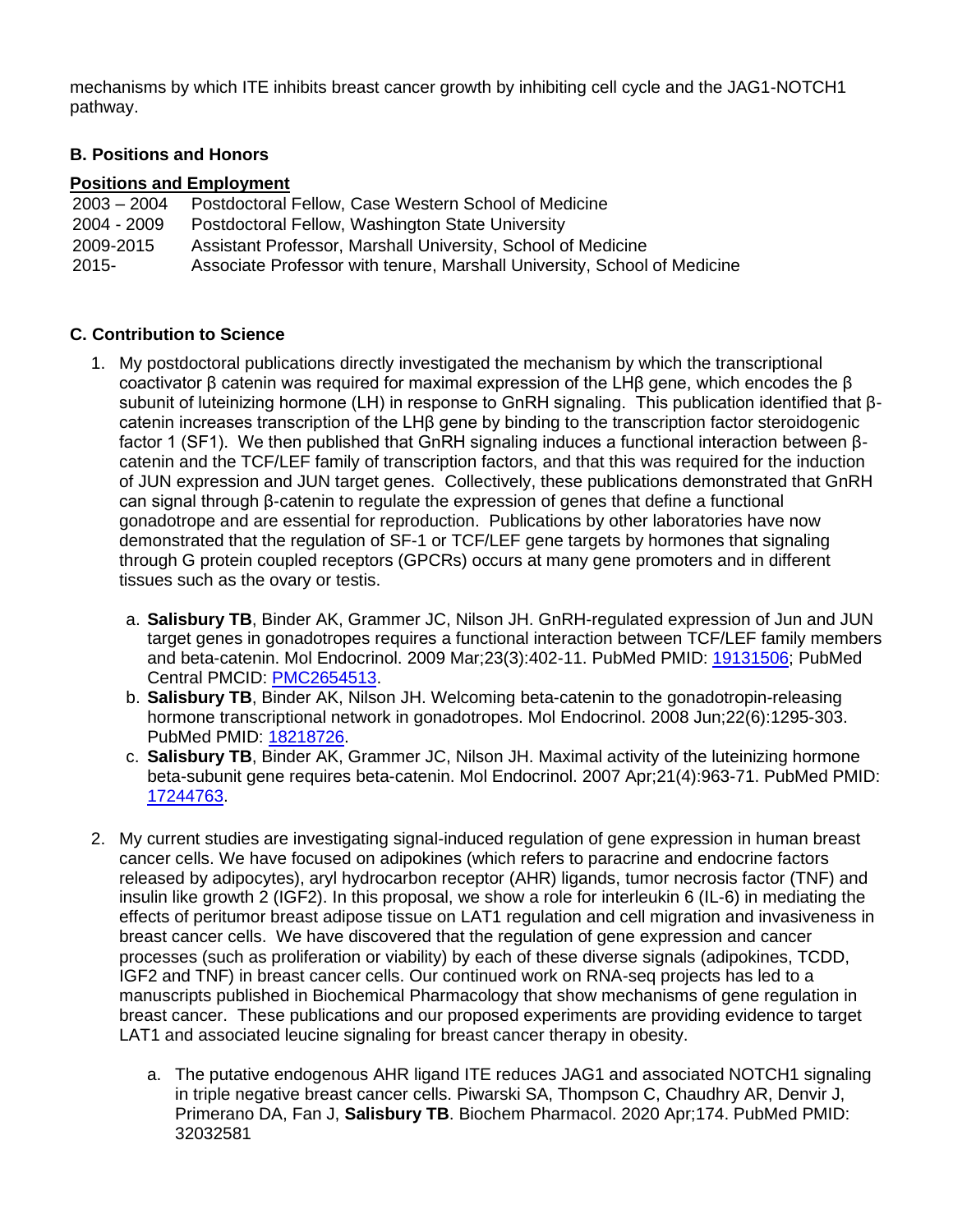mechanisms by which ITE inhibits breast cancer growth by inhibiting cell cycle and the JAG1-NOTCH1 pathway.

### B. Positions and Honors

**Positions and Employment**

| | |
|---|---|
| 2003 – 2004 | Postdoctoral Fellow, Case Western School of Medicine |
| 2004 - 2009 | Postdoctoral Fellow, Washington State University |
| 2009-2015 | Assistant Professor, Marshall University, School of Medicine |
| 2015- | Associate Professor with tenure, Marshall University, School of Medicine |

### C. Contribution to Science

1. My postdoctoral publications directly investigated the mechanism by which the transcriptional coactivator β catenin was required for maximal expression of the LHβ gene, which encodes the β subunit of luteinizing hormone (LH) in response to GnRH signaling. This publication identified that β-catenin increases transcription of the LHβ gene by binding to the transcription factor steroidogenic factor 1 (SF1). We then published that GnRH signaling induces a functional interaction between β-catenin and the TCF/LEF family of transcription factors, and that this was required for the induction of JUN expression and JUN target genes. Collectively, these publications demonstrated that GnRH can signal through β-catenin to regulate the expression of genes that define a functional gonadotrope and are essential for reproduction. Publications by other laboratories have now demonstrated that the regulation of SF-1 or TCF/LEF gene targets by hormones that signaling through G protein coupled receptors (GPCRs) occurs at many gene promoters and in different tissues such as the ovary or testis.

   a. **Salisbury TB**, Binder AK, Grammer JC, Nilson JH. GnRH-regulated expression of Jun and JUN target genes in gonadotropes requires a functional interaction between TCF/LEF family members and beta-catenin. Mol Endocrinol. 2009 Mar;23(3):402-11. PubMed PMID: 19131506; PubMed Central PMCID: PMC2654513.
   b. **Salisbury TB**, Binder AK, Nilson JH. Welcoming beta-catenin to the gonadotropin-releasing hormone transcriptional network in gonadotropes. Mol Endocrinol. 2008 Jun;22(6):1295-303. PubMed PMID: 18218726.
   c. **Salisbury TB**, Binder AK, Grammer JC, Nilson JH. Maximal activity of the luteinizing hormone beta-subunit gene requires beta-catenin. Mol Endocrinol. 2007 Apr;21(4):963-71. PubMed PMID: 17244763.

2. My current studies are investigating signal-induced regulation of gene expression in human breast cancer cells. We have focused on adipokines (which refers to paracrine and endocrine factors released by adipocytes), aryl hydrocarbon receptor (AHR) ligands, tumor necrosis factor (TNF) and insulin like growth 2 (IGF2). In this proposal, we show a role for interleukin 6 (IL-6) in mediating the effects of peritumor breast adipose tissue on LAT1 regulation and cell migration and invasiveness in breast cancer cells. We have discovered that the regulation of gene expression and cancer processes (such as proliferation or viability) by each of these diverse signals (adipokines, TCDD, IGF2 and TNF) in breast cancer cells. Our continued work on RNA-seq projects has led to a manuscripts published in Biochemical Pharmacology that show mechanisms of gene regulation in breast cancer. These publications and our proposed experiments are providing evidence to target LAT1 and associated leucine signaling for breast cancer therapy in obesity.

   a. The putative endogenous AHR ligand ITE reduces JAG1 and associated NOTCH1 signaling in triple negative breast cancer cells. Piwarski SA, Thompson C, Chaudhry AR, Denvir J, Primerano DA, Fan J, **Salisbury TB**. Biochem Pharmacol. 2020 Apr;174. PubMed PMID: 32032581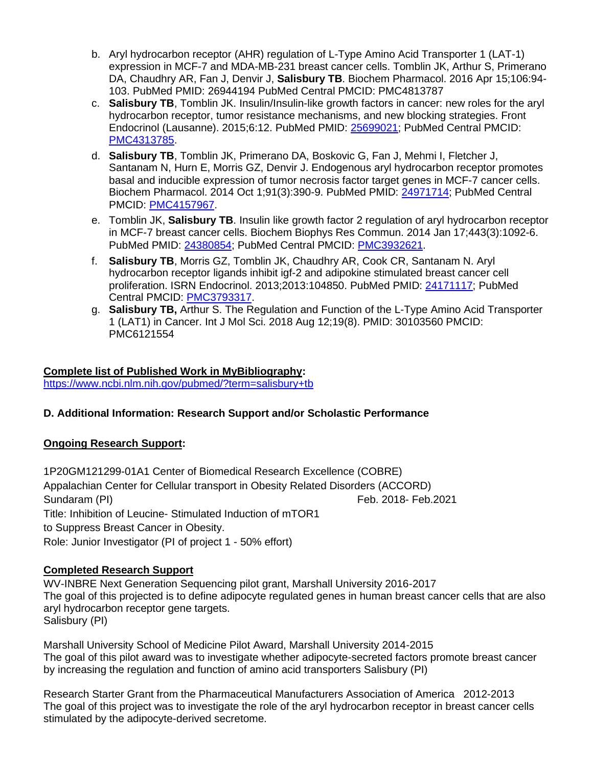b. Aryl hydrocarbon receptor (AHR) regulation of L-Type Amino Acid Transporter 1 (LAT-1) expression in MCF-7 and MDA-MB-231 breast cancer cells. Tomblin JK, Arthur S, Primerano DA, Chaudhry AR, Fan J, Denvir J, **Salisbury TB**. Biochem Pharmacol. 2016 Apr 15;106:94-103. PubMed PMID: 26944194 PubMed Central PMCID: PMC4813787

c. **Salisbury TB**, Tomblin JK. Insulin/Insulin-like growth factors in cancer: new roles for the aryl hydrocarbon receptor, tumor resistance mechanisms, and new blocking strategies. Front Endocrinol (Lausanne). 2015;6:12. PubMed PMID: 25699021; PubMed Central PMCID: PMC4313785.

d. **Salisbury TB**, Tomblin JK, Primerano DA, Boskovic G, Fan J, Mehmi I, Fletcher J, Santanam N, Hurn E, Morris GZ, Denvir J. Endogenous aryl hydrocarbon receptor promotes basal and inducible expression of tumor necrosis factor target genes in MCF-7 cancer cells. Biochem Pharmacol. 2014 Oct 1;91(3):390-9. PubMed PMID: 24971714; PubMed Central PMCID: PMC4157967.

e. Tomblin JK, **Salisbury TB**. Insulin like growth factor 2 regulation of aryl hydrocarbon receptor in MCF-7 breast cancer cells. Biochem Biophys Res Commun. 2014 Jan 17;443(3):1092-6. PubMed PMID: 24380854; PubMed Central PMCID: PMC3932621.

f. **Salisbury TB**, Morris GZ, Tomblin JK, Chaudhry AR, Cook CR, Santanam N. Aryl hydrocarbon receptor ligands inhibit igf-2 and adipokine stimulated breast cancer cell proliferation. ISRN Endocrinol. 2013;2013:104850. PubMed PMID: 24171117; PubMed Central PMCID: PMC3793317.

g. **Salisbury TB,** Arthur S. The Regulation and Function of the L-Type Amino Acid Transporter 1 (LAT1) in Cancer. Int J Mol Sci. 2018 Aug 12;19(8). PMID: 30103560 PMCID: PMC6121554

**Complete list of Published Work in MyBibliography:**
https://www.ncbi.nlm.nih.gov/pubmed/?term=salisbury+tb

### D. Additional Information: Research Support and/or Scholastic Performance

**Ongoing Research Support:**

1P20GM121299-01A1 Center of Biomedical Research Excellence (COBRE)
Appalachian Center for Cellular transport in Obesity Related Disorders (ACCORD)
Sundaram (PI) Feb. 2018- Feb.2021
Title: Inhibition of Leucine- Stimulated Induction of mTOR1
to Suppress Breast Cancer in Obesity.
Role: Junior Investigator (PI of project 1 - 50% effort)

**Completed Research Support**

WV-INBRE Next Generation Sequencing pilot grant, Marshall University 2016-2017
The goal of this projected is to define adipocyte regulated genes in human breast cancer cells that are also aryl hydrocarbon receptor gene targets.
Salisbury (PI)

Marshall University School of Medicine Pilot Award, Marshall University 2014-2015
The goal of this pilot award was to investigate whether adipocyte-secreted factors promote breast cancer by increasing the regulation and function of amino acid transporters Salisbury (PI)

Research Starter Grant from the Pharmaceutical Manufacturers Association of America 2012-2013
The goal of this project was to investigate the role of the aryl hydrocarbon receptor in breast cancer cells stimulated by the adipocyte-derived secretome.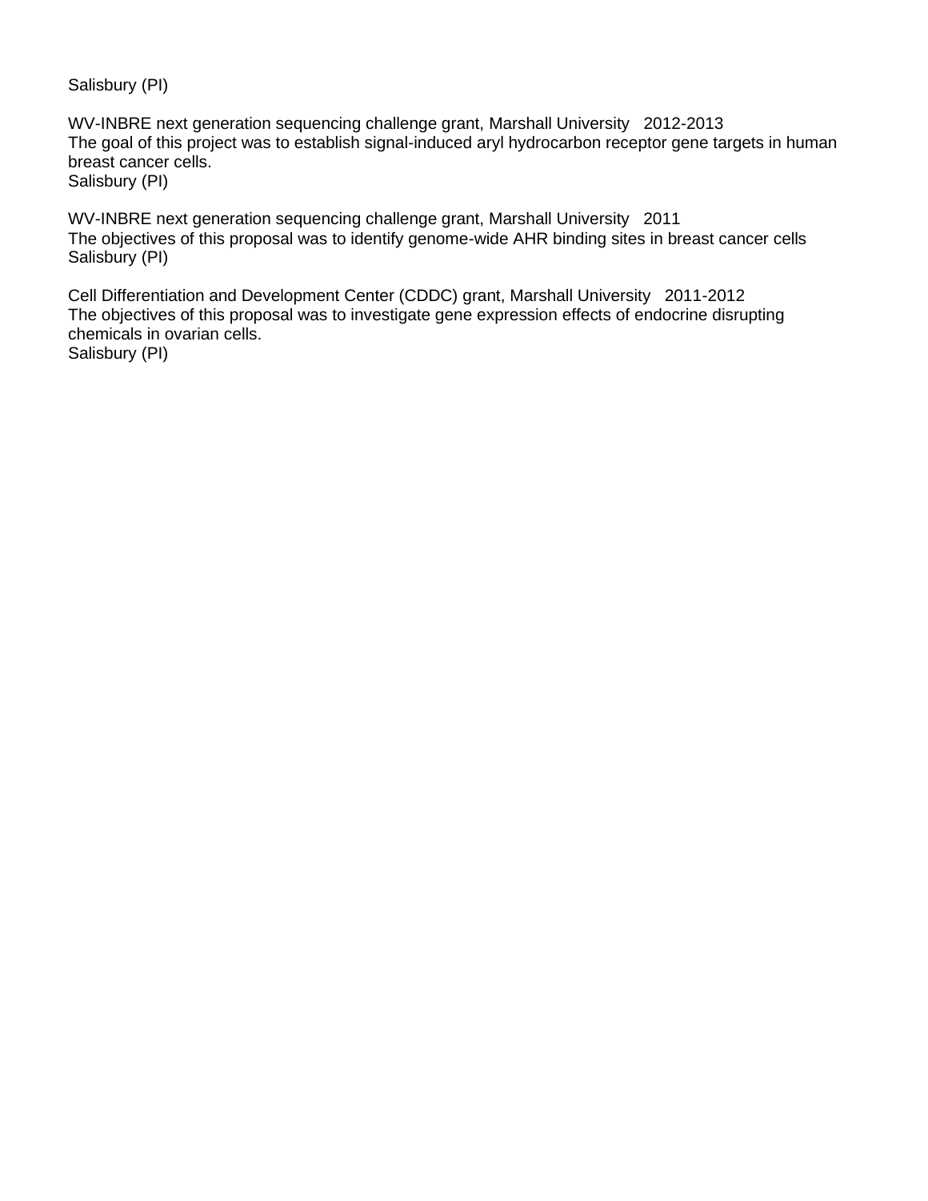Salisbury (PI)

WV-INBRE next generation sequencing challenge grant, Marshall University 2012-2013
The goal of this project was to establish signal-induced aryl hydrocarbon receptor gene targets in human breast cancer cells.
Salisbury (PI)

WV-INBRE next generation sequencing challenge grant, Marshall University 2011
The objectives of this proposal was to identify genome-wide AHR binding sites in breast cancer cells
Salisbury (PI)

Cell Differentiation and Development Center (CDDC) grant, Marshall University 2011-2012
The objectives of this proposal was to investigate gene expression effects of endocrine disrupting chemicals in ovarian cells.
Salisbury (PI)